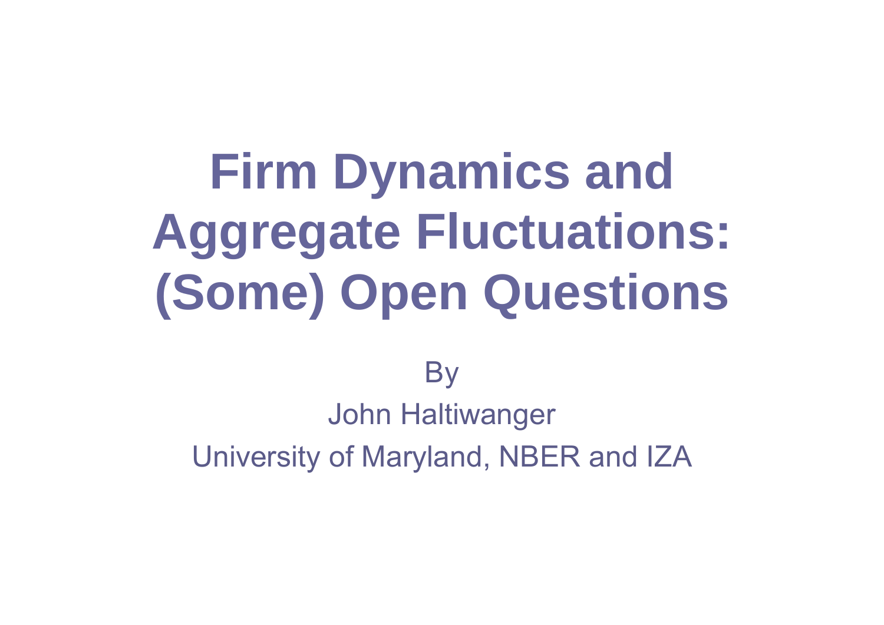# Firm Dynamics and Aggregate Fluctuations: (Some) Open Questions

By

John Haltiwanger

University of Maryland, NBER and IZA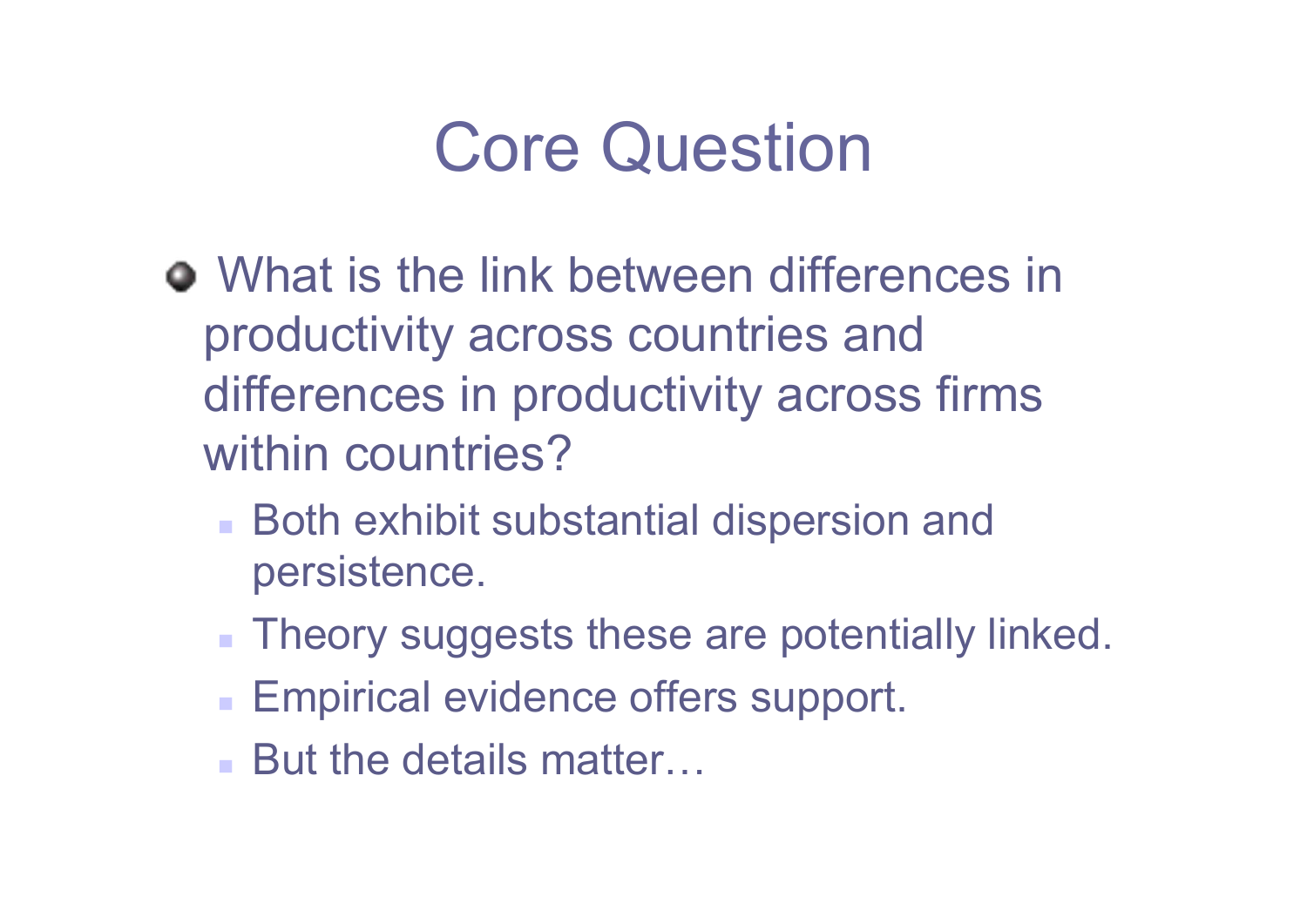# Core Question

- What is the link between differences in productivity across countries and differences in productivity across firms within countries?
  - Both exhibit substantial dispersion and persistence.
  - Theory suggests these are potentially linked.
  - Empirical evidence offers support.
  - But the details matter…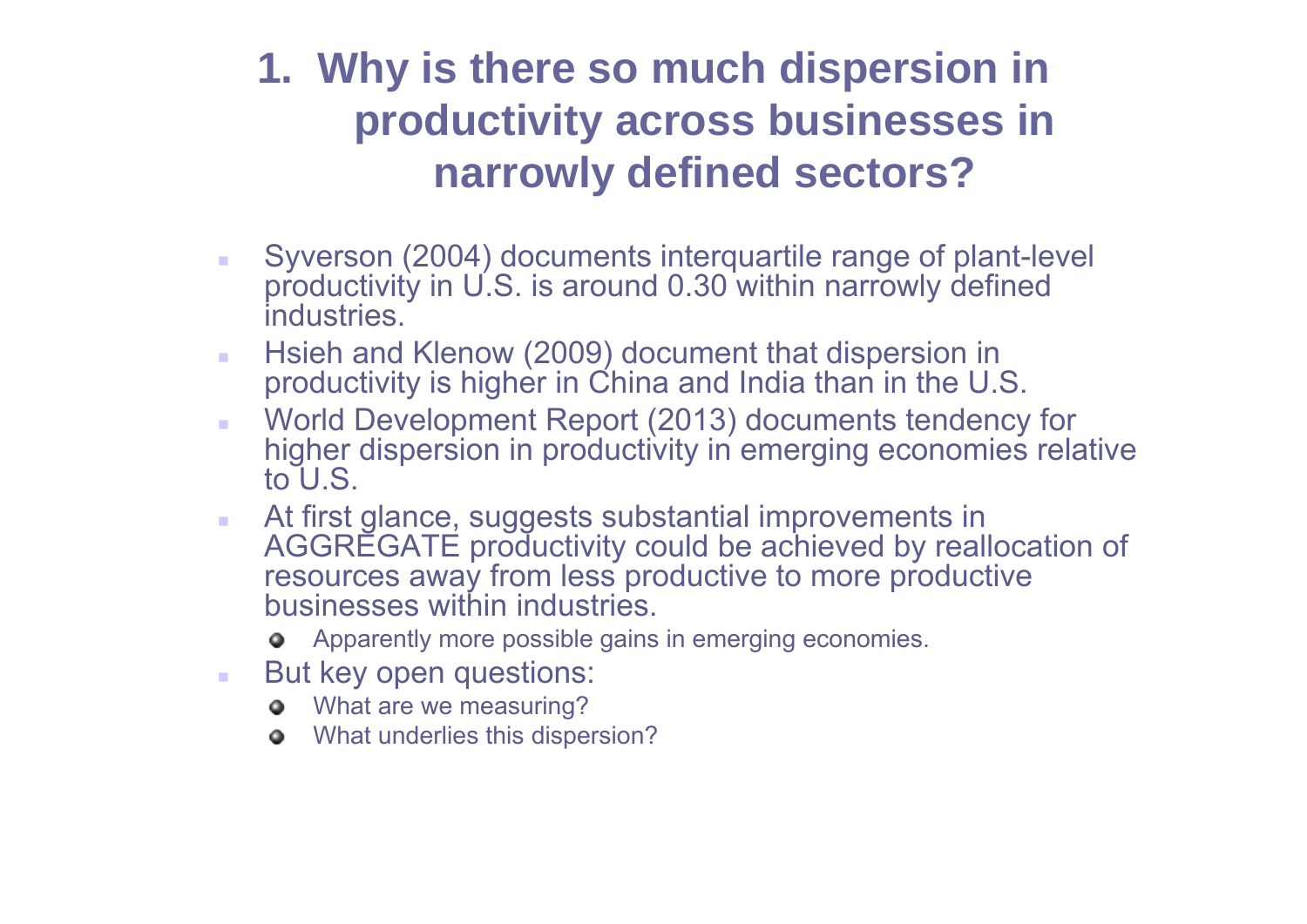# 1. Why is there so much dispersion in productivity across businesses in narrowly defined sectors?

- Syverson (2004) documents interquartile range of plant-level productivity in U.S. is around 0.30 within narrowly defined industries.
- Hsieh and Klenow (2009) document that dispersion in productivity is higher in China and India than in the U.S.
- World Development Report (2013) documents tendency for higher dispersion in productivity in emerging economies relative to U.S.
- At first glance, suggests substantial improvements in AGGREGATE productivity could be achieved by reallocation of resources away from less productive to more productive businesses within industries.
  - Apparently more possible gains in emerging economies.
- But key open questions:
  - What are we measuring?
  - What underlies this dispersion?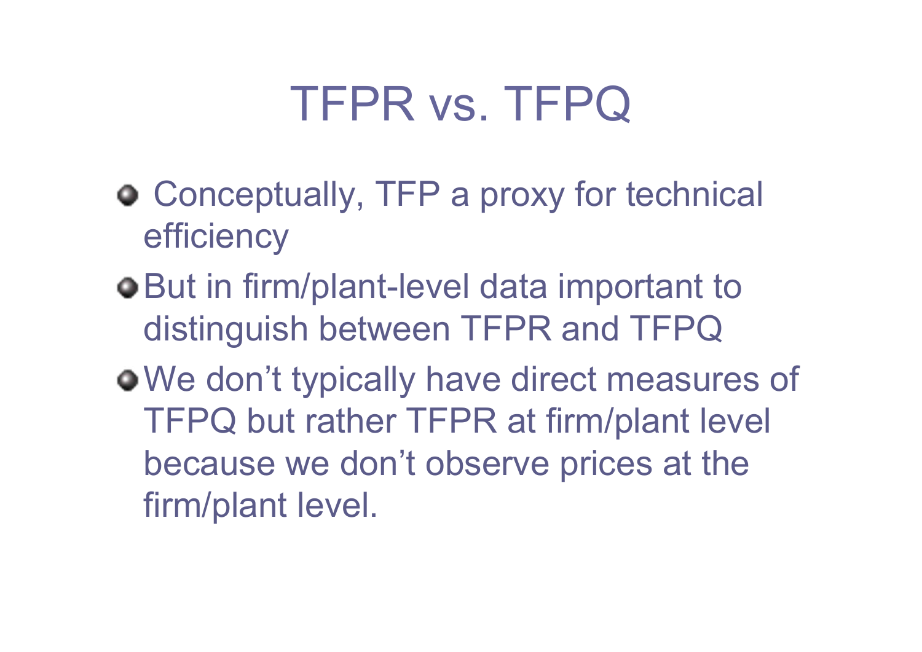# TFPR vs. TFPQ

- Conceptually, TFP a proxy for technical efficiency
- But in firm/plant-level data important to distinguish between TFPR and TFPQ
- We don't typically have direct measures of TFPQ but rather TFPR at firm/plant level because we don't observe prices at the firm/plant level.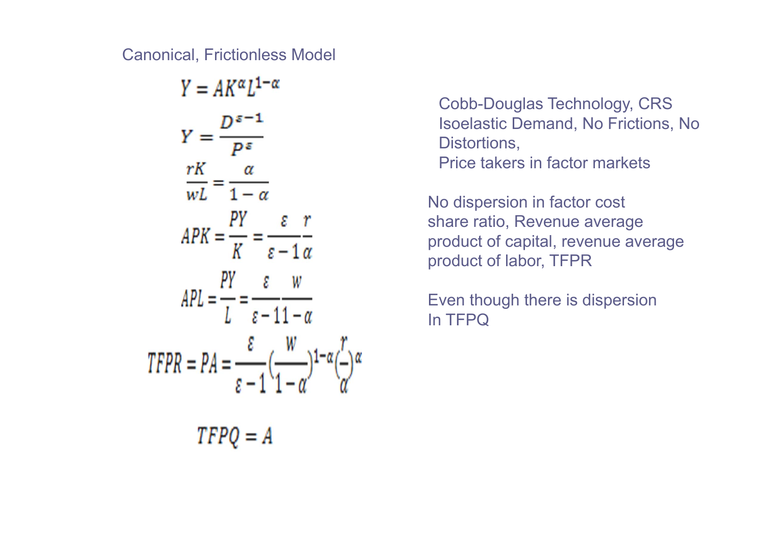## Canonical, Frictionless Model

$$Y = AK^{\alpha}L^{1-\alpha}$$

$$Y = \frac{D^{\varepsilon - 1}}{P^{\varepsilon}}$$

$$\frac{rK}{wL} = \frac{\alpha}{1-\alpha}$$

$$APK = \frac{PY}{K} = \frac{\varepsilon}{\varepsilon - 1}\frac{r}{\alpha}$$

$$APL = \frac{PY}{L} = \frac{\varepsilon}{\varepsilon - 1}\frac{w}{1-\alpha}$$

$$TFPR = PA = \frac{\varepsilon}{\varepsilon - 1}\left(\frac{w}{1-\alpha}\right)^{1-\alpha}\left(\frac{r}{\alpha}\right)^{\alpha}$$

$$TFPQ = A$$

Cobb-Douglas Technology, CRS
Isoelastic Demand, No Frictions, No Distortions,
Price takers in factor markets

No dispersion in factor cost share ratio, Revenue average product of capital, revenue average product of labor, TFPR

Even though there is dispersion In TFPQ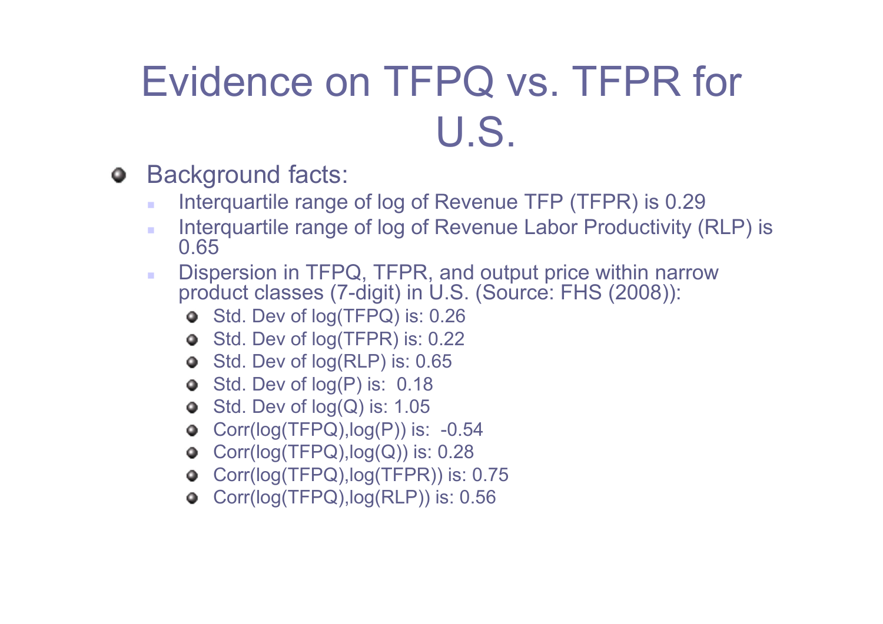# Evidence on TFPQ vs. TFPR for U.S.

- Background facts:
  - Interquartile range of log of Revenue TFP (TFPR) is 0.29
  - Interquartile range of log of Revenue Labor Productivity (RLP) is 0.65
  - Dispersion in TFPQ, TFPR, and output price within narrow product classes (7-digit) in U.S. (Source: FHS (2008)):
    - Std. Dev of log(TFPQ) is: 0.26
    - Std. Dev of log(TFPR) is: 0.22
    - Std. Dev of log(RLP) is: 0.65
    - Std. Dev of log(P) is: 0.18
    - Std. Dev of log(Q) is: 1.05
    - Corr(log(TFPQ),log(P)) is: -0.54
    - Corr(log(TFPQ),log(Q)) is: 0.28
    - Corr(log(TFPQ),log(TFPR)) is: 0.75
    - Corr(log(TFPQ),log(RLP)) is: 0.56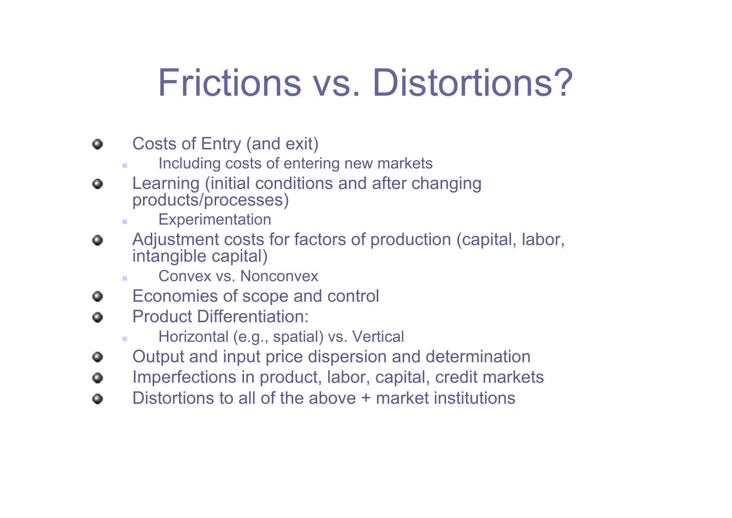# Frictions vs. Distortions?

- Costs of Entry (and exit)
  - Including costs of entering new markets
- Learning (initial conditions and after changing products/processes)
  - Experimentation
- Adjustment costs for factors of production (capital, labor, intangible capital)
  - Convex vs. Nonconvex
- Economies of scope and control
- Product Differentiation:
  - Horizontal (e.g., spatial) vs. Vertical
- Output and input price dispersion and determination
- Imperfections in product, labor, capital, credit markets
- Distortions to all of the above + market institutions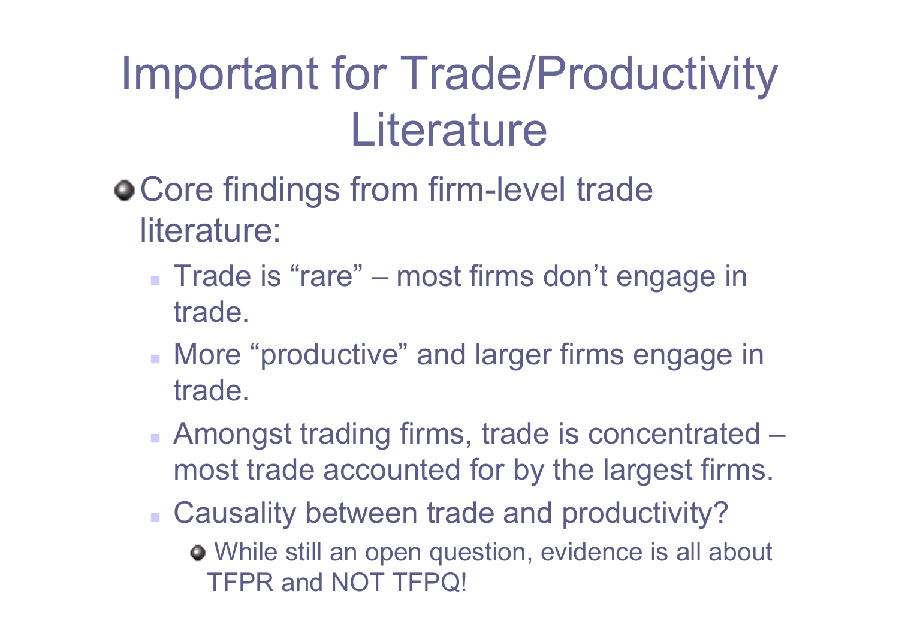# Important for Trade/Productivity Literature

- Core findings from firm-level trade literature:
  - Trade is "rare" – most firms don't engage in trade.
  - More "productive" and larger firms engage in trade.
  - Amongst trading firms, trade is concentrated – most trade accounted for by the largest firms.
  - Causality between trade and productivity?
    - While still an open question, evidence is all about TFPR and NOT TFPQ!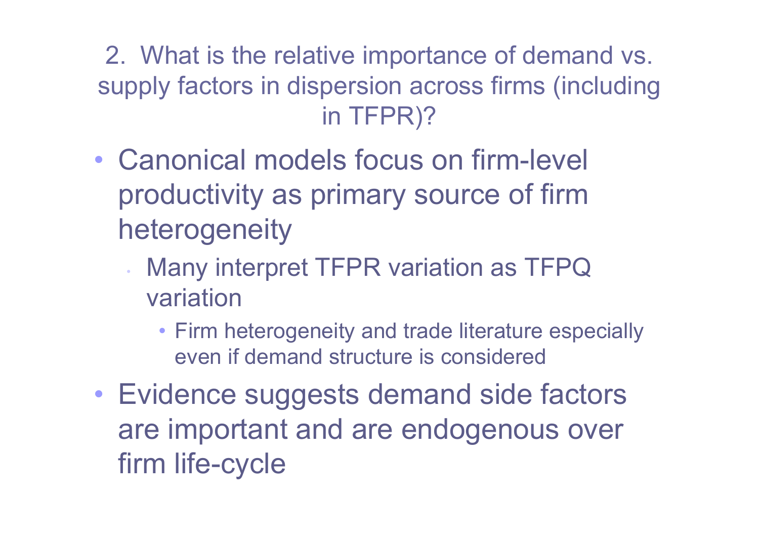## 2. What is the relative importance of demand vs. supply factors in dispersion across firms (including in TFPR)?

- Canonical models focus on firm-level productivity as primary source of firm heterogeneity
  - Many interpret TFPR variation as TFPQ variation
    - Firm heterogeneity and trade literature especially even if demand structure is considered
- Evidence suggests demand side factors are important and are endogenous over firm life-cycle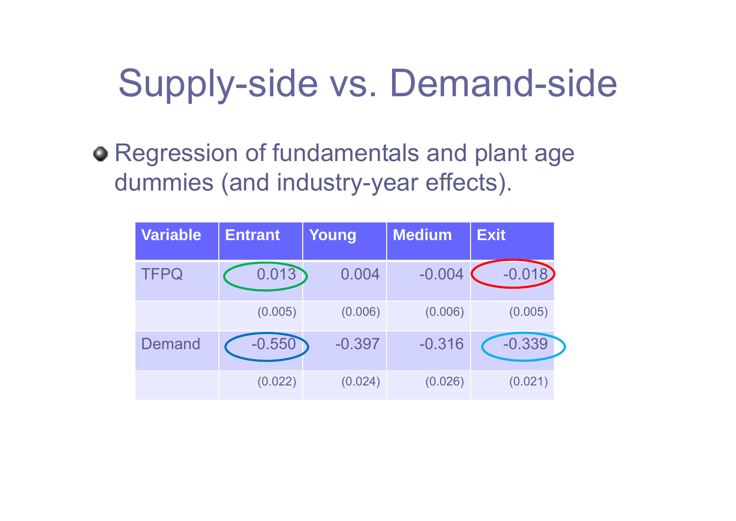# Supply-side vs. Demand-side

- Regression of fundamentals and plant age dummies (and industry-year effects).

| Variable | Entrant | Young | Medium | Exit |
|---|---|---|---|---|
| TFPQ | 0.013 | 0.004 | -0.004 | -0.018 |
| | (0.005) | (0.006) | (0.006) | (0.005) |
| Demand | -0.550 | -0.397 | -0.316 | -0.339 |
| | (0.022) | (0.024) | (0.026) | (0.021) |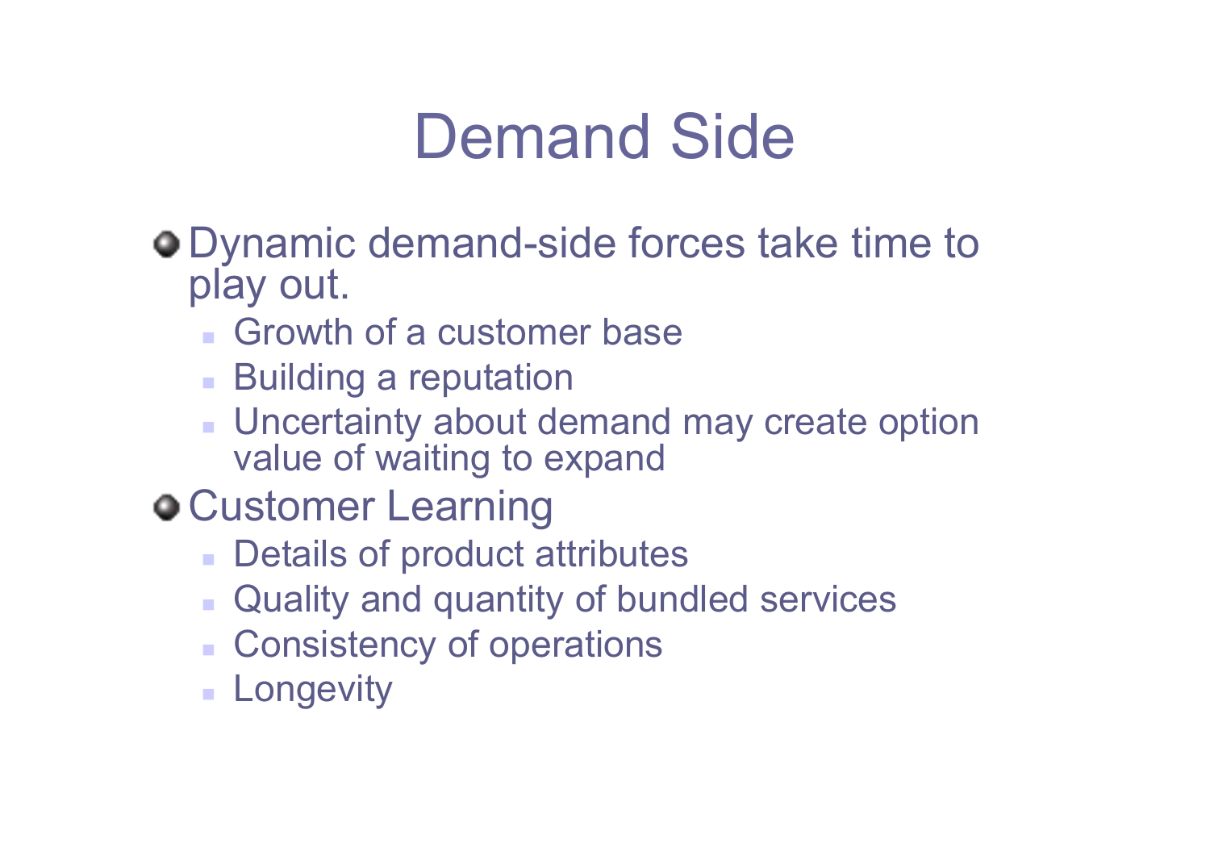# Demand Side

- Dynamic demand-side forces take time to play out.
  - Growth of a customer base
  - Building a reputation
  - Uncertainty about demand may create option value of waiting to expand
- Customer Learning
  - Details of product attributes
  - Quality and quantity of bundled services
  - Consistency of operations
  - Longevity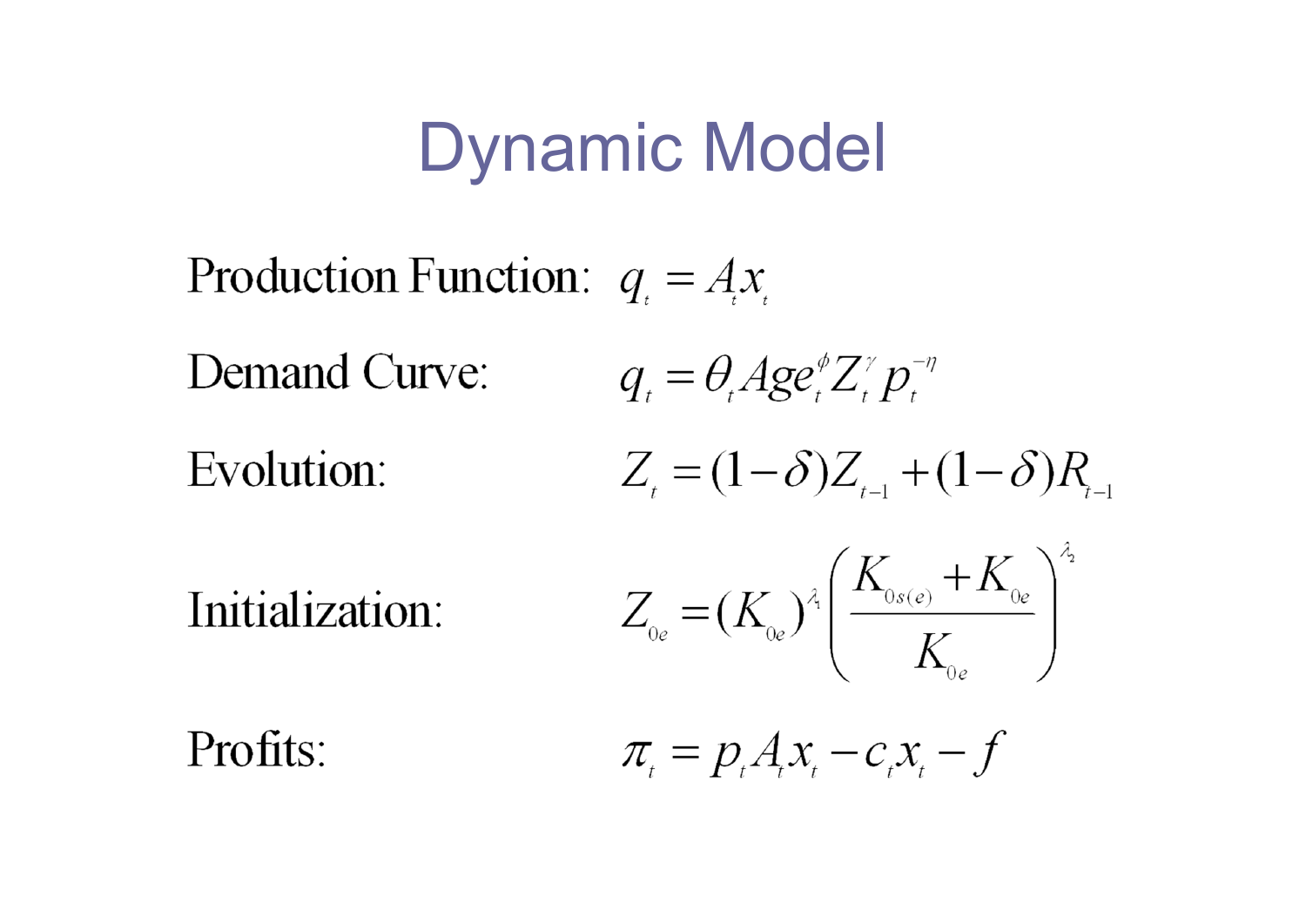# Dynamic Model

Production Function: $q_t = A_t x_t$

Demand Curve: $q_t = \theta_t Age_t^{\phi} Z_t^{\gamma} p_t^{-\eta}$

Evolution: $Z_t = (1-\delta) Z_{t-1} + (1-\delta) R_{t-1}$

Initialization: $Z_{0e} = (K_{0e})^{\lambda_1} \left( \dfrac{K_{0s(e)} + K_{0e}}{K_{0e}} \right)^{\lambda_2}$

Profits: $\pi_t = p_t A_t x_t - c_t x_t - f$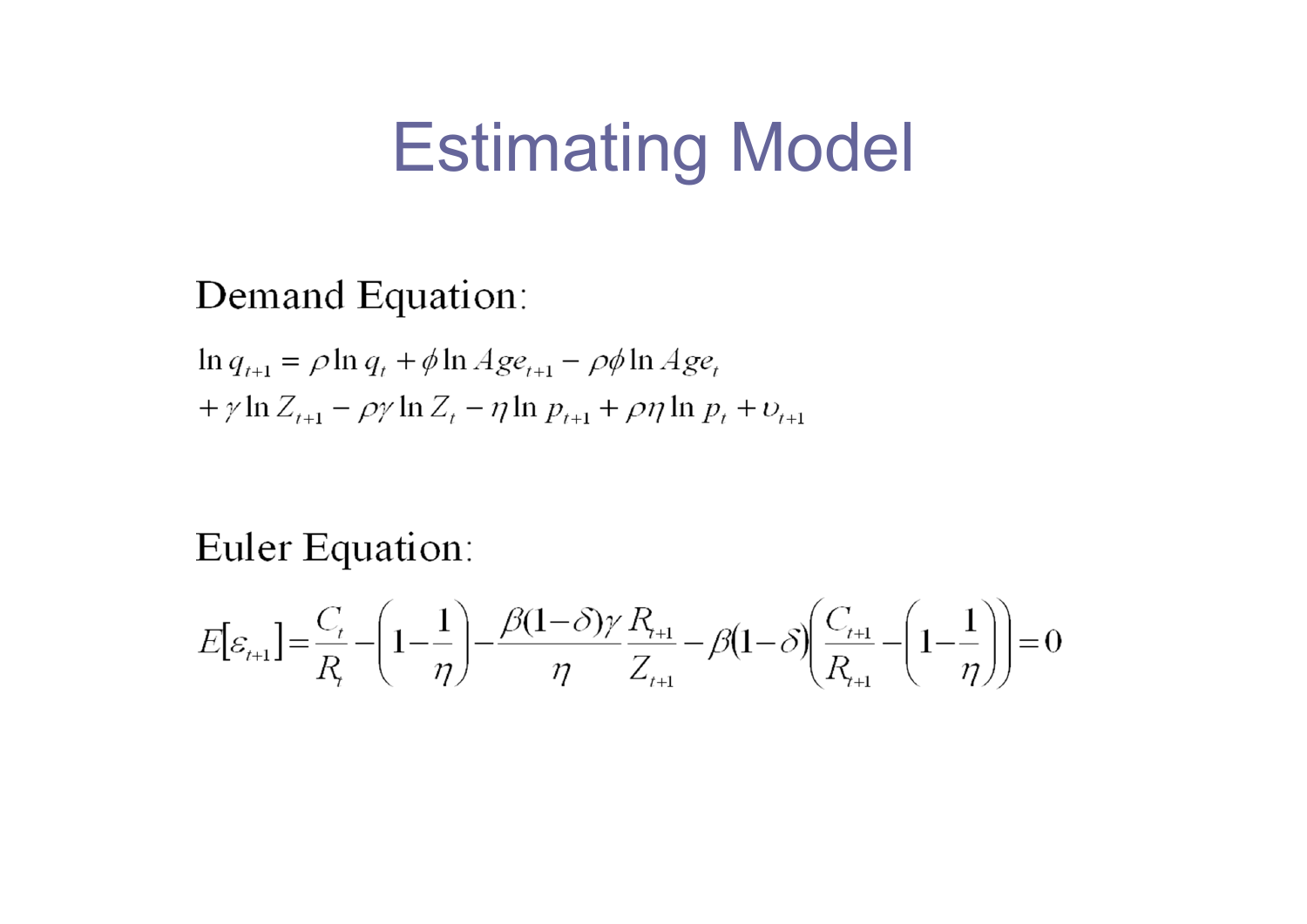# Estimating Model

Demand Equation:

$$
\begin{aligned}
\ln q_{t+1} &= \rho \ln q_t + \phi \ln Age_{t+1} - \rho\phi \ln Age_t \\
&+ \gamma \ln Z_{t+1} - \rho\gamma \ln Z_t - \eta \ln p_{t+1} + \rho\eta \ln p_t + \upsilon_{t+1}
\end{aligned}
$$

Euler Equation:

$$
E[\varepsilon_{t+1}] = \frac{C_t}{R_t} - \left(1 - \frac{1}{\eta}\right) - \frac{\beta(1-\delta)\gamma}{\eta}\frac{R_{t+1}}{Z_{t+1}} - \beta(1-\delta)\left(\frac{C_{t+1}}{R_{t+1}} - \left(1 - \frac{1}{\eta}\right)\right) = 0
$$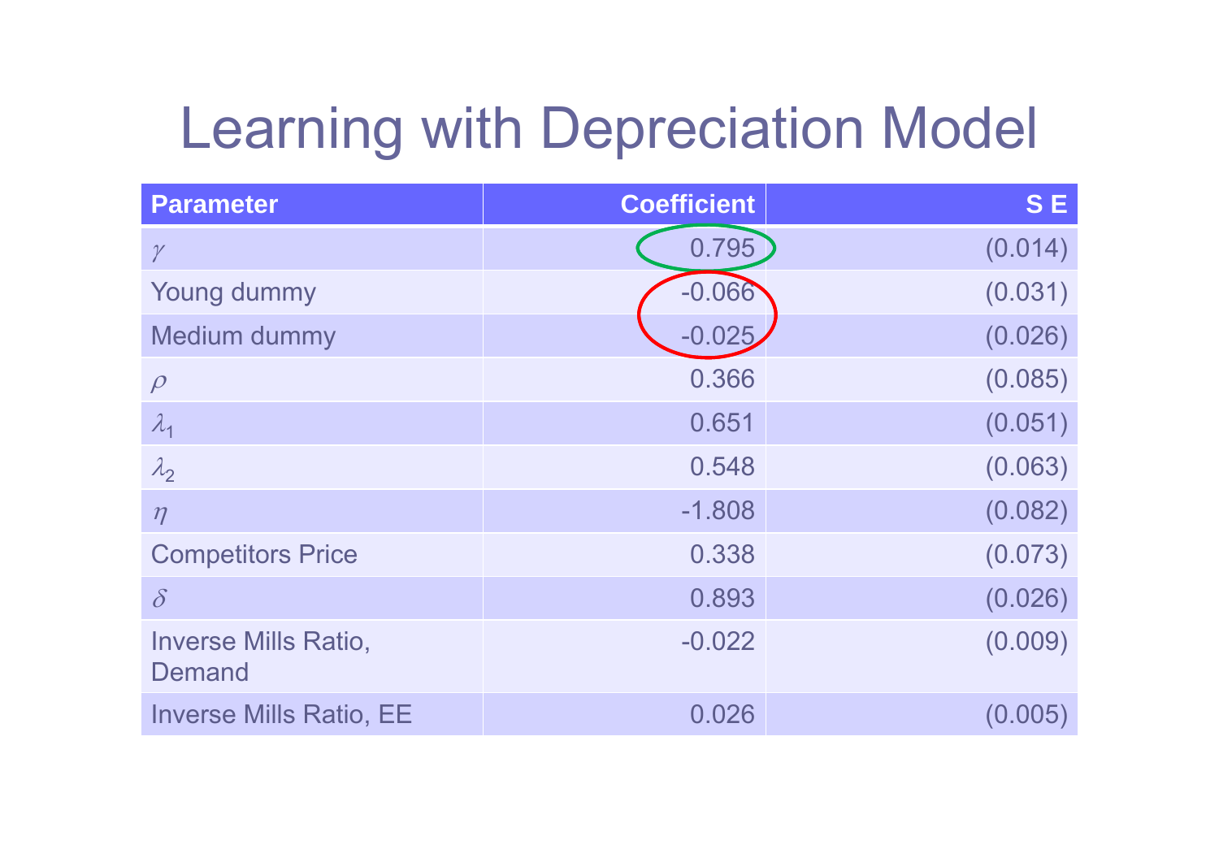# Learning with Depreciation Model

| Parameter | Coefficient | S E |
|---|---|---|
| $\gamma$ | 0.795 | (0.014) |
| Young dummy | -0.066 | (0.031) |
| Medium dummy | -0.025 | (0.026) |
| $\rho$ | 0.366 | (0.085) |
| $\lambda_1$ | 0.651 | (0.051) |
| $\lambda_2$ | 0.548 | (0.063) |
| $\eta$ | -1.808 | (0.082) |
| Competitors Price | 0.338 | (0.073) |
| $\delta$ | 0.893 | (0.026) |
| Inverse Mills Ratio, Demand | -0.022 | (0.009) |
| Inverse Mills Ratio, EE | 0.026 | (0.005) |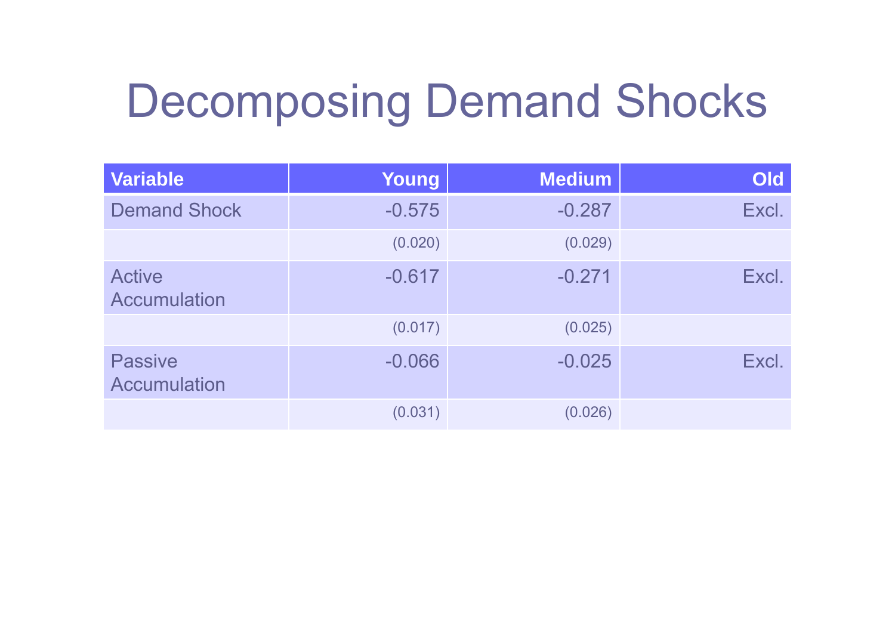# Decomposing Demand Shocks

| Variable | Young | Medium | Old |
|---|---|---|---|
| Demand Shock | -0.575 | -0.287 | Excl. |
| | (0.020) | (0.029) | |
| Active Accumulation | -0.617 | -0.271 | Excl. |
| | (0.017) | (0.025) | |
| Passive Accumulation | -0.066 | -0.025 | Excl. |
| | (0.031) | (0.026) | |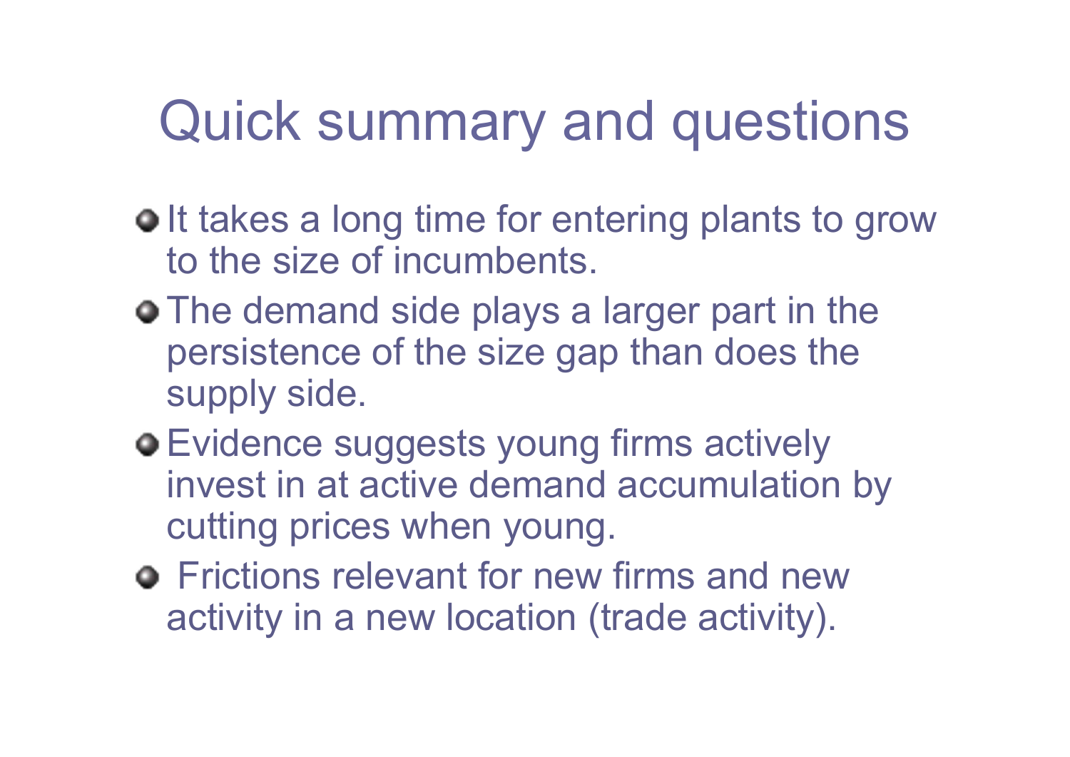# Quick summary and questions

- It takes a long time for entering plants to grow to the size of incumbents.
- The demand side plays a larger part in the persistence of the size gap than does the supply side.
- Evidence suggests young firms actively invest in at active demand accumulation by cutting prices when young.
- Frictions relevant for new firms and new activity in a new location (trade activity).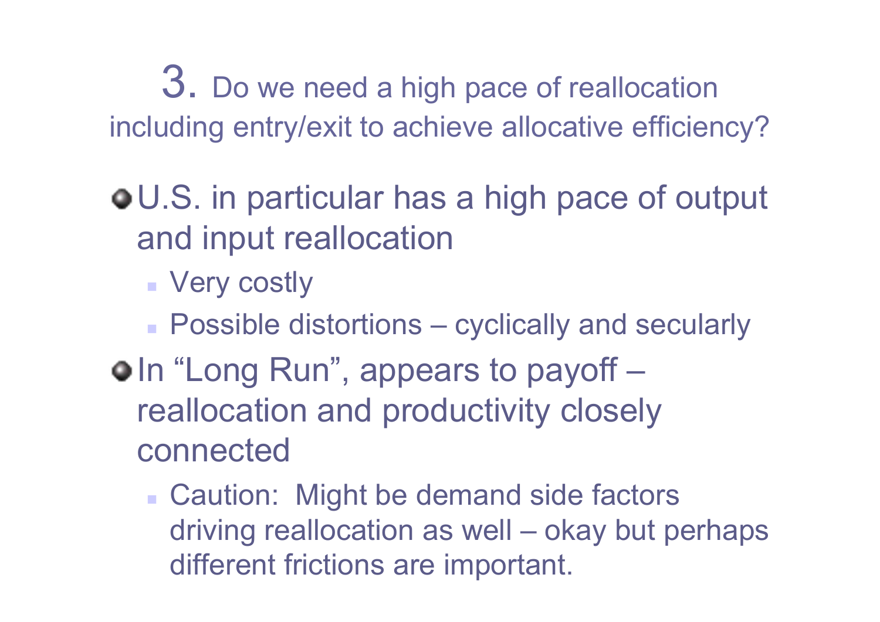## 3. Do we need a high pace of reallocation including entry/exit to achieve allocative efficiency?

- U.S. in particular has a high pace of output and input reallocation
  - Very costly
  - Possible distortions – cyclically and secularly
- In "Long Run", appears to payoff – reallocation and productivity closely connected
  - Caution: Might be demand side factors driving reallocation as well – okay but perhaps different frictions are important.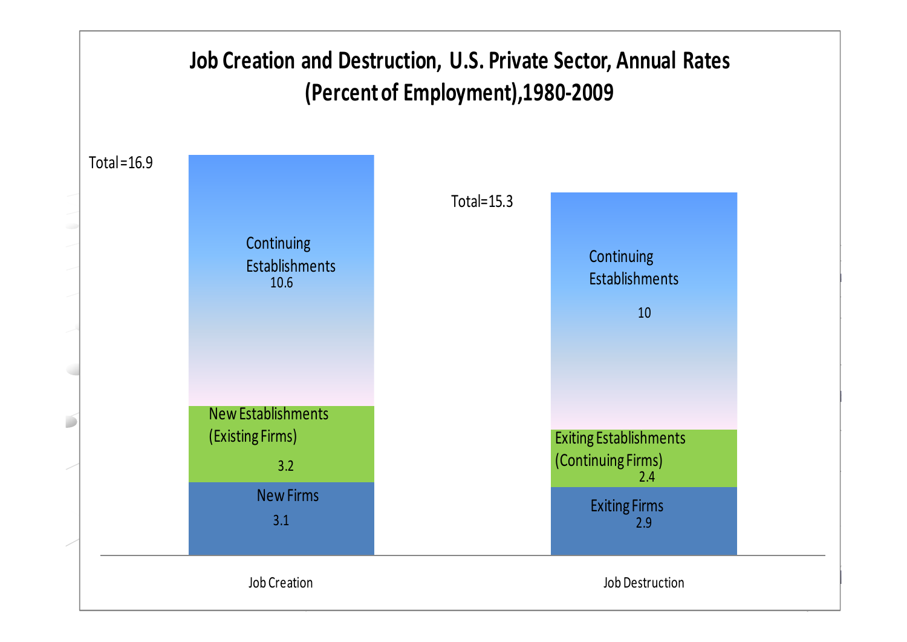## Job Creation and Destruction, U.S. Private Sector, Annual Rates (Percent of Employment),1980-2009

| | Job Creation | Job Destruction |
|---|---|---|
| Continuing Establishments | 10.6 | 10 |
| New Establishments (Existing Firms) / Exiting Establishments (Continuing Firms) | 3.2 | 2.4 |
| New Firms / Exiting Firms | 3.1 | 2.9 |
| Total | 16.9 | 15.3 |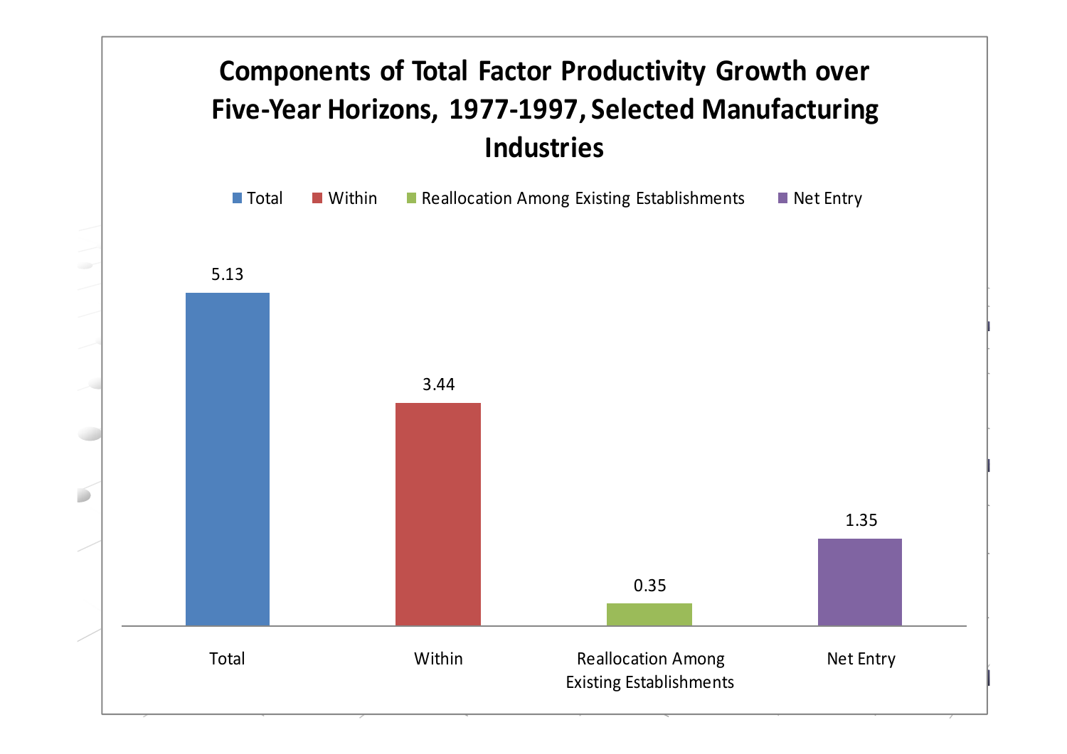## Components of Total Factor Productivity Growth over Five-Year Horizons, 1977-1997, Selected Manufacturing Industries

| Component | Value |
|---|---|
| Total | 5.13 |
| Within | 3.44 |
| Reallocation Among Existing Establishments | 0.35 |
| Net Entry | 1.35 |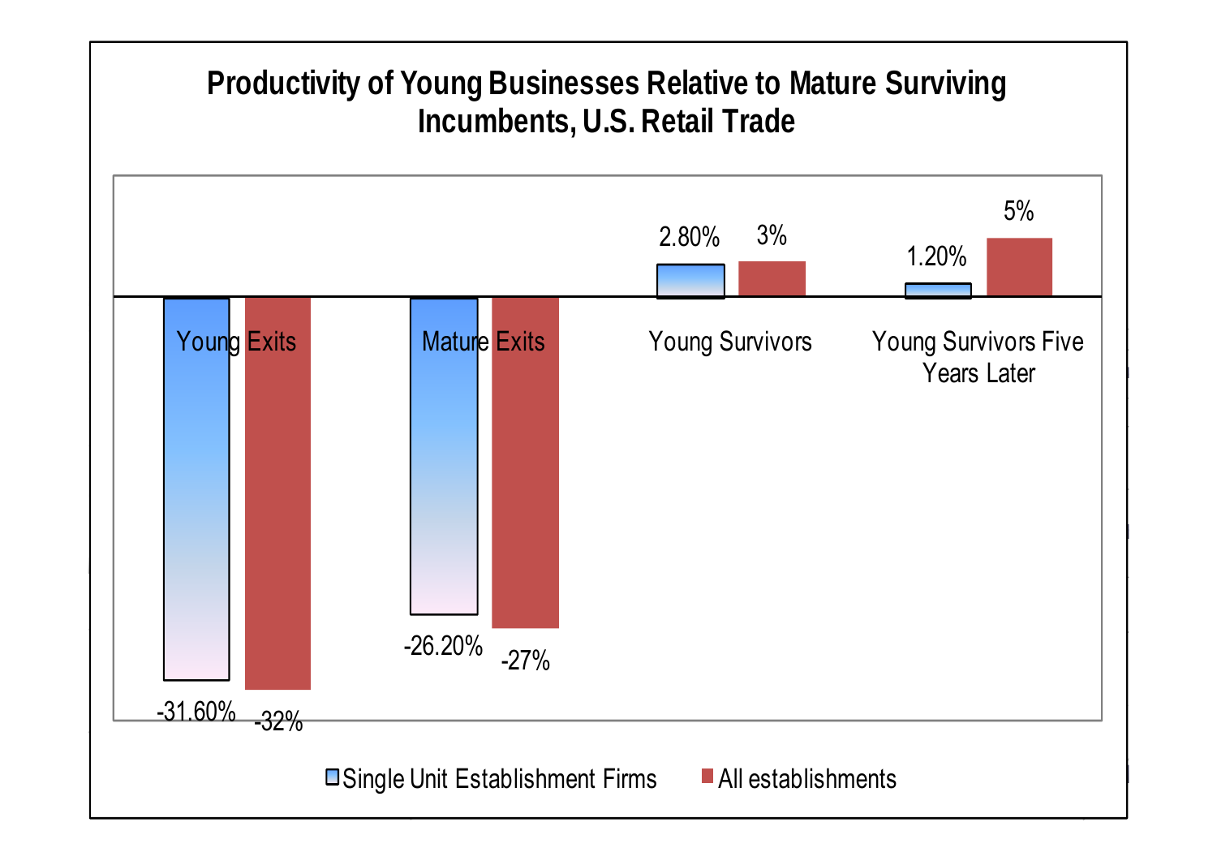**Productivity of Young Businesses Relative to Mature Surviving Incumbents, U.S. Retail Trade**

| | Single Unit Establishment Firms | All establishments |
|---|---|---|
| Young Exits | -31.60% | -32% |
| Mature Exits | -26.20% | -27% |
| Young Survivors | 2.80% | 3% |
| Young Survivors Five Years Later | 1.20% | 5% |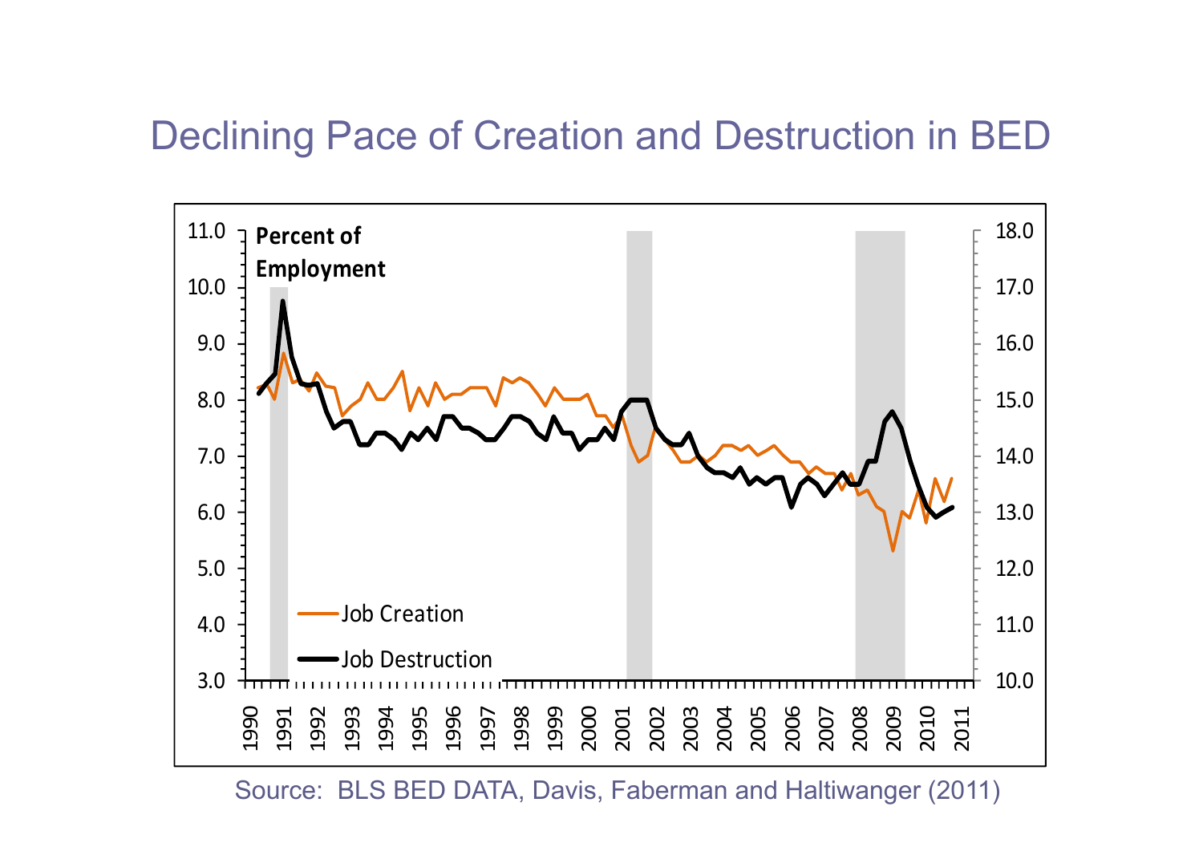# Declining Pace of Creation and Destruction in BED

Percent of Employment

Job Creation

Job Destruction

Source: BLS BED DATA, Davis, Faberman and Haltiwanger (2011)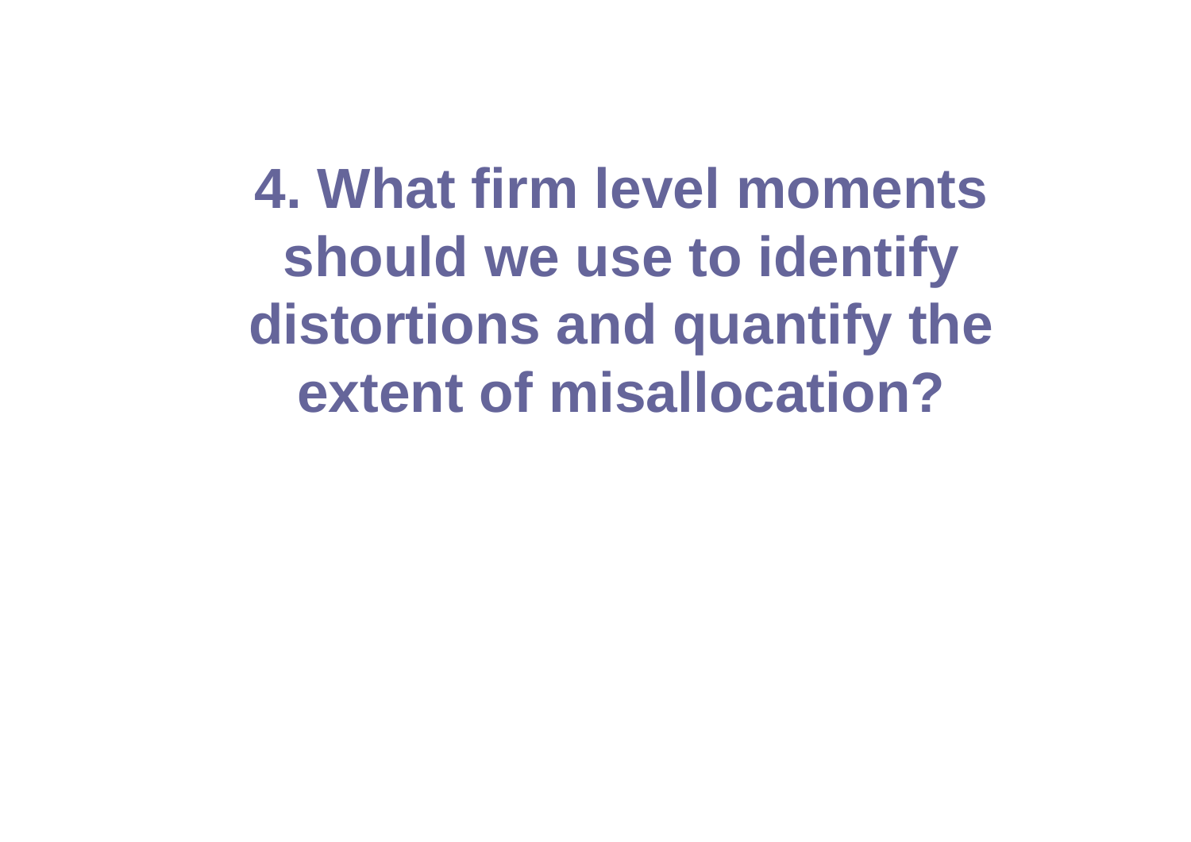# 4. What firm level moments should we use to identify distortions and quantify the extent of misallocation?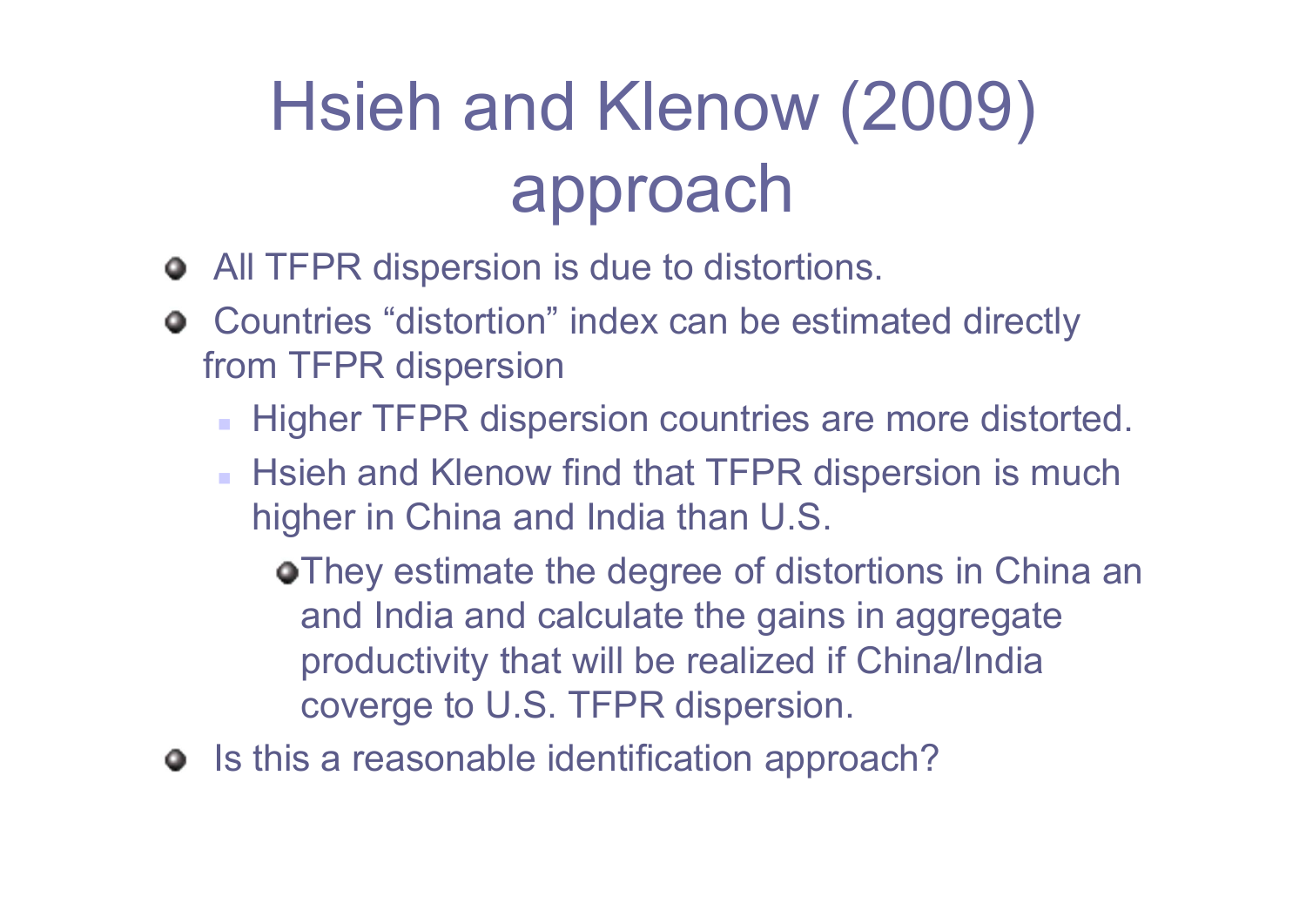# Hsieh and Klenow (2009) approach

- All TFPR dispersion is due to distortions.
- Countries "distortion" index can be estimated directly from TFPR dispersion
  - Higher TFPR dispersion countries are more distorted.
  - Hsieh and Klenow find that TFPR dispersion is much higher in China and India than U.S.
    - They estimate the degree of distortions in China an and India and calculate the gains in aggregate productivity that will be realized if China/India coverge to U.S. TFPR dispersion.
- Is this a reasonable identification approach?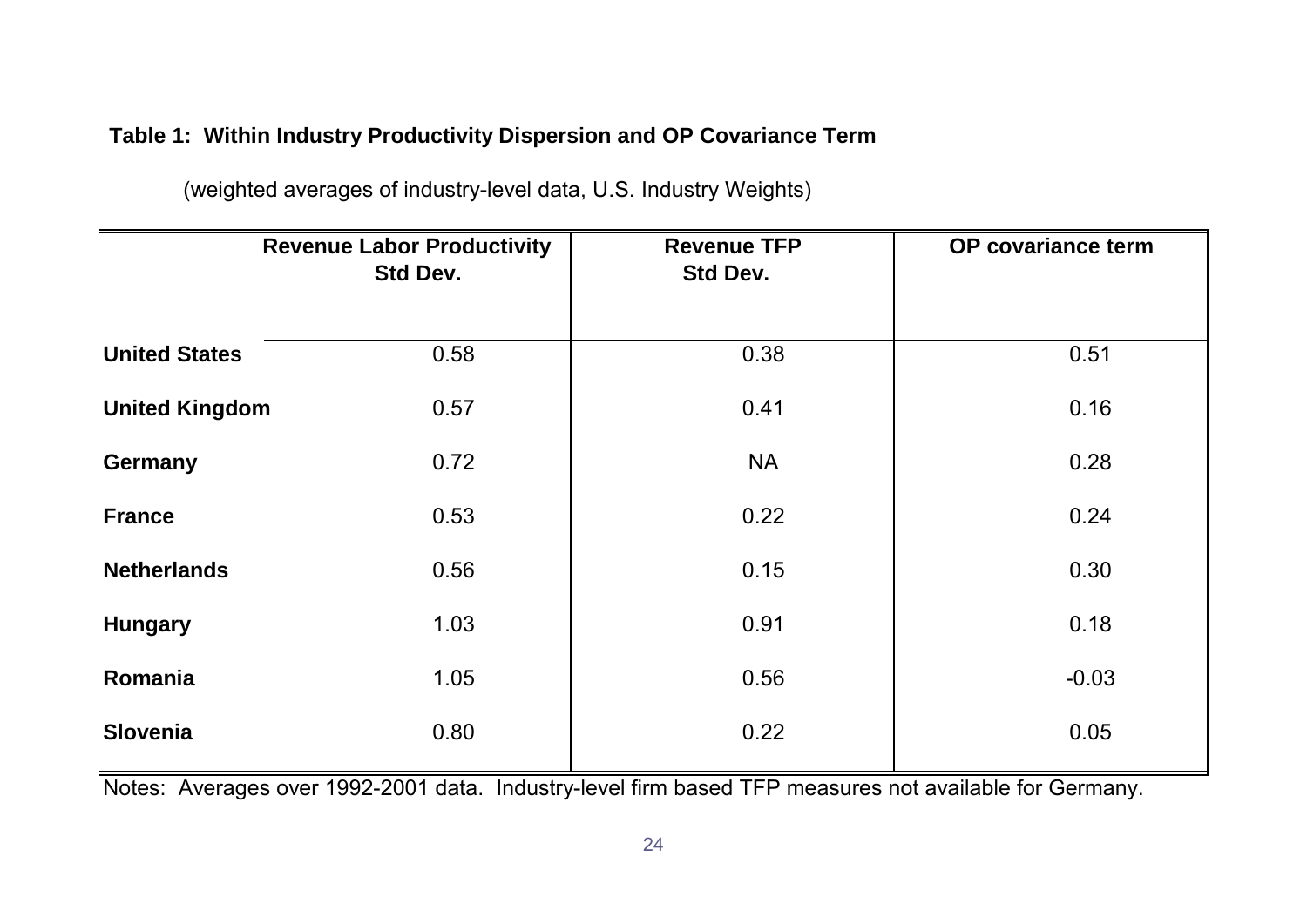**Table 1: Within Industry Productivity Dispersion and OP Covariance Term**

(weighted averages of industry-level data, U.S. Industry Weights)

| | Revenue Labor Productivity Std Dev. | Revenue TFP Std Dev. | OP covariance term |
|---|---|---|---|
| **United States** | 0.58 | 0.38 | 0.51 |
| **United Kingdom** | 0.57 | 0.41 | 0.16 |
| **Germany** | 0.72 | NA | 0.28 |
| **France** | 0.53 | 0.22 | 0.24 |
| **Netherlands** | 0.56 | 0.15 | 0.30 |
| **Hungary** | 1.03 | 0.91 | 0.18 |
| **Romania** | 1.05 | 0.56 | -0.03 |
| **Slovenia** | 0.80 | 0.22 | 0.05 |

Notes: Averages over 1992-2001 data. Industry-level firm based TFP measures not available for Germany.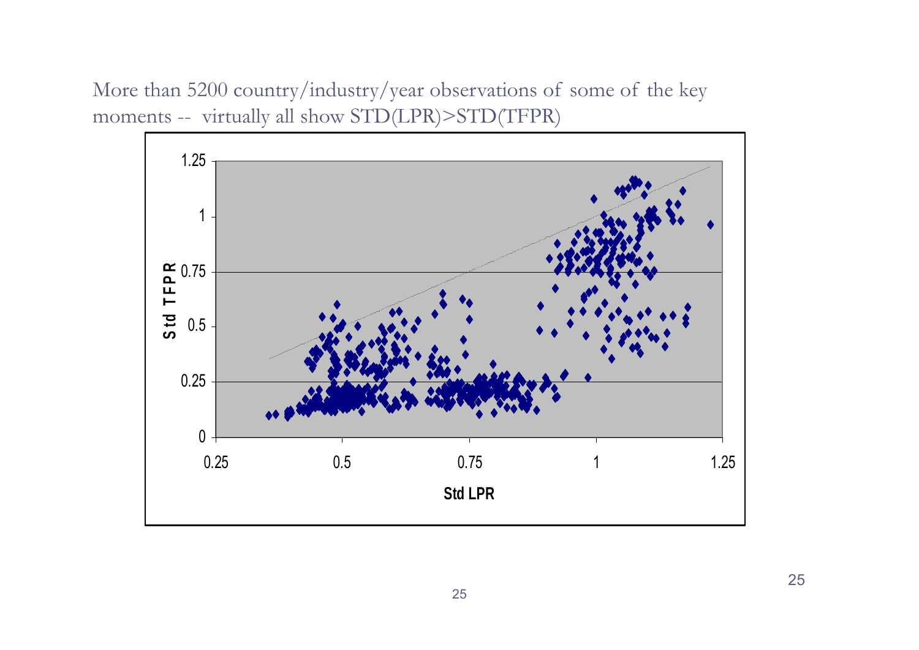More than 5200 country/industry/year observations of some of the key moments -- virtually all show STD(LPR)>STD(TFPR)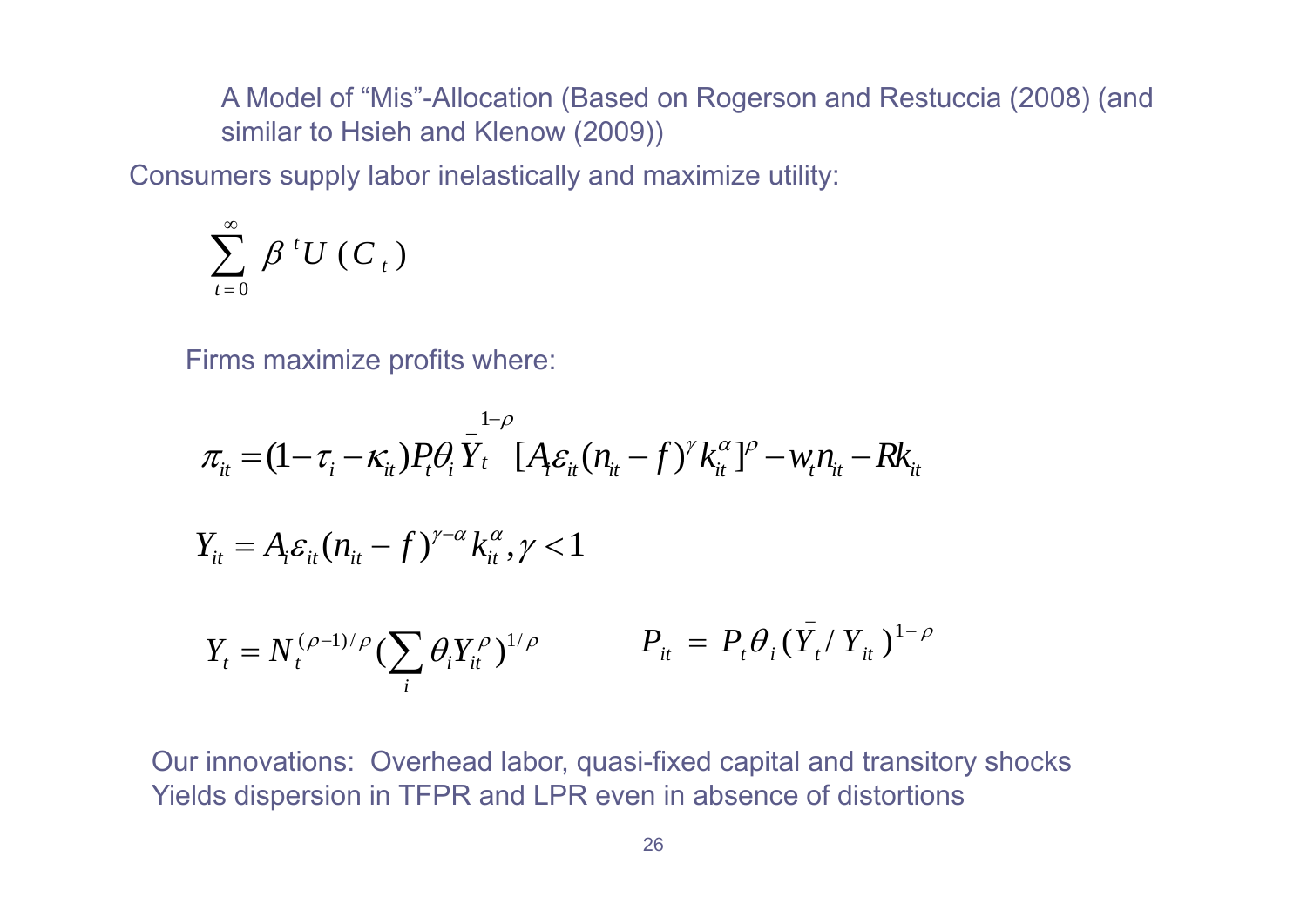A Model of “Mis”-Allocation (Based on Rogerson and Restuccia (2008) (and similar to Hsieh and Klenow (2009))

Consumers supply labor inelastically and maximize utility:

$$\sum_{t=0}^{\infty} \beta^t U(C_t)$$

Firms maximize profits where:

$$\pi_{it} = (1-\tau_i - \kappa_{it}) P_t \theta_i \bar{Y}_t^{1-\rho} [A_i \varepsilon_{it} (n_{it} - f)^{\gamma} k_{it}^{\alpha}]^{\rho} - w_t n_{it} - R k_{it}$$

$$Y_{it} = A_i \varepsilon_{it} (n_{it} - f)^{\gamma - \alpha} k_{it}^{\alpha}, \gamma < 1$$

$$Y_t = N_t^{(\rho-1)/\rho} (\sum_i \theta_i Y_{it}^{\rho})^{1/\rho} \qquad P_{it} = P_t \theta_i (\bar{Y}_t / Y_{it})^{1-\rho}$$

Our innovations: Overhead labor, quasi-fixed capital and transitory shocks
Yields dispersion in TFPR and LPR even in absence of distortions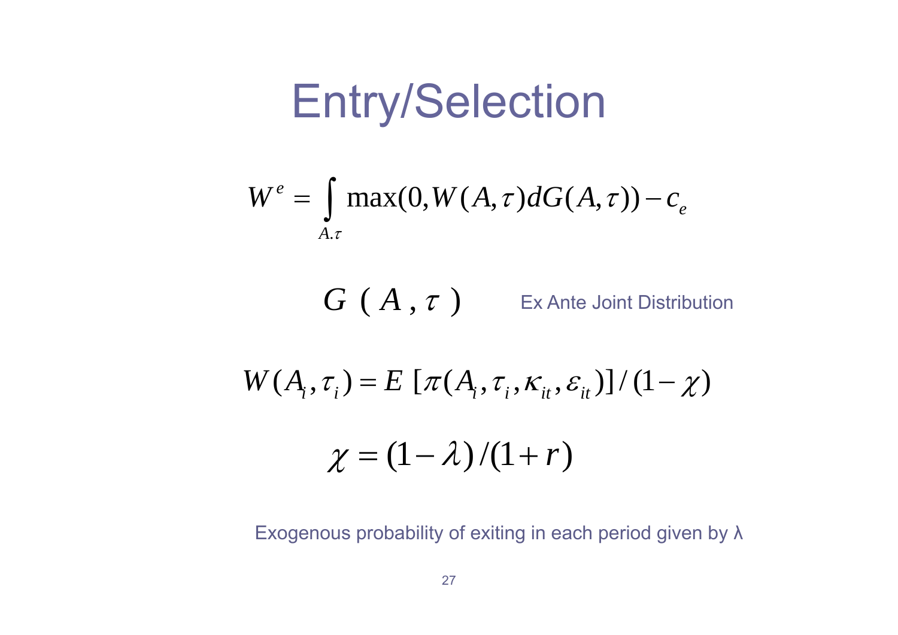# Entry/Selection

$$W^e = \int_{A.\tau} \max(0, W(A,\tau)dG(A,\tau)) - c_e$$

$G(A,\tau)$ Ex Ante Joint Distribution

$$W(A_i,\tau_i) = E\,[\pi(A_i,\tau_i,\kappa_{it},\varepsilon_{it})]/(1-\chi)$$

$$\chi = (1-\lambda)/(1+r)$$

Exogenous probability of exiting in each period given by λ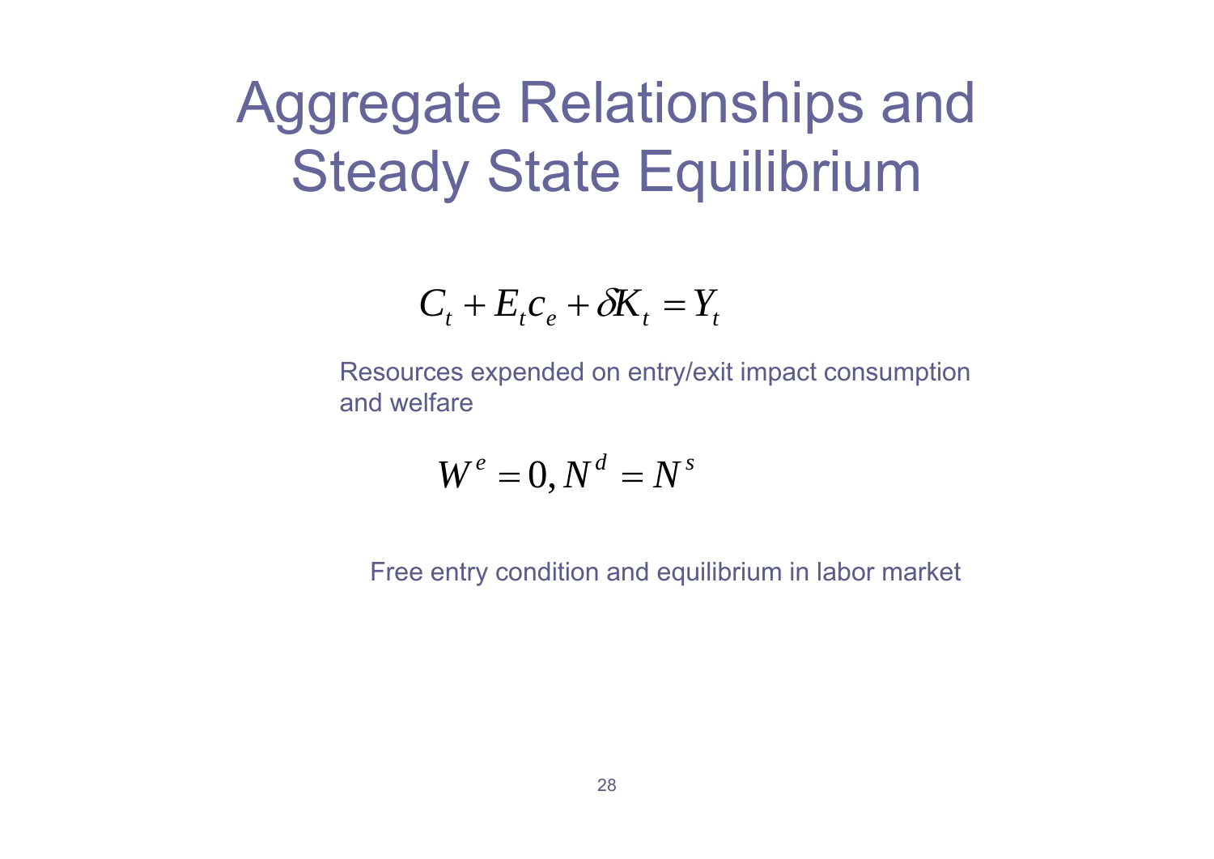# Aggregate Relationships and Steady State Equilibrium

$$C_t + E_t c_e + \delta K_t = Y_t$$

Resources expended on entry/exit impact consumption and welfare

$$W^e = 0, N^d = N^s$$

Free entry condition and equilibrium in labor market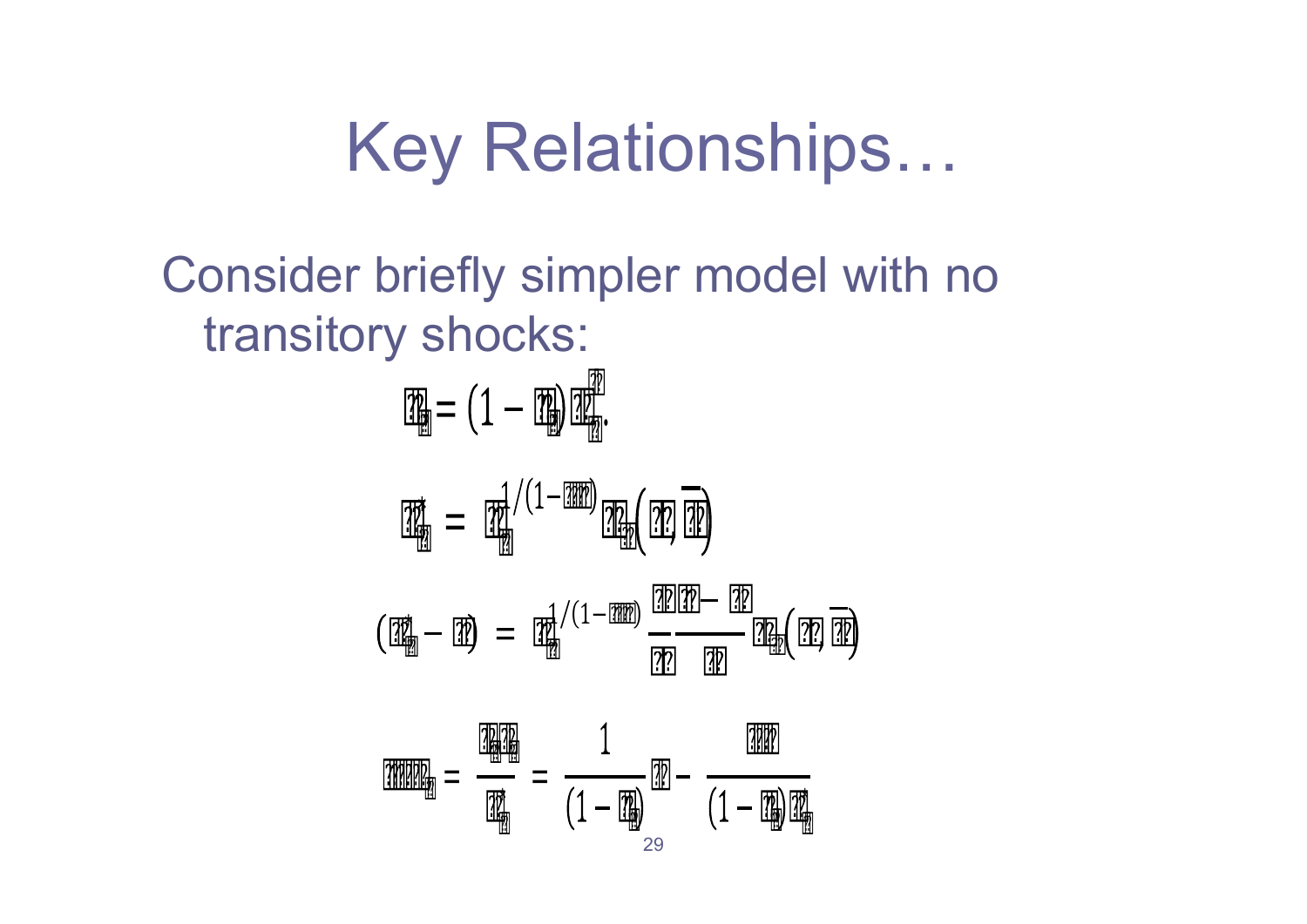# Key Relationships…

Consider briefly simpler model with no transitory shocks: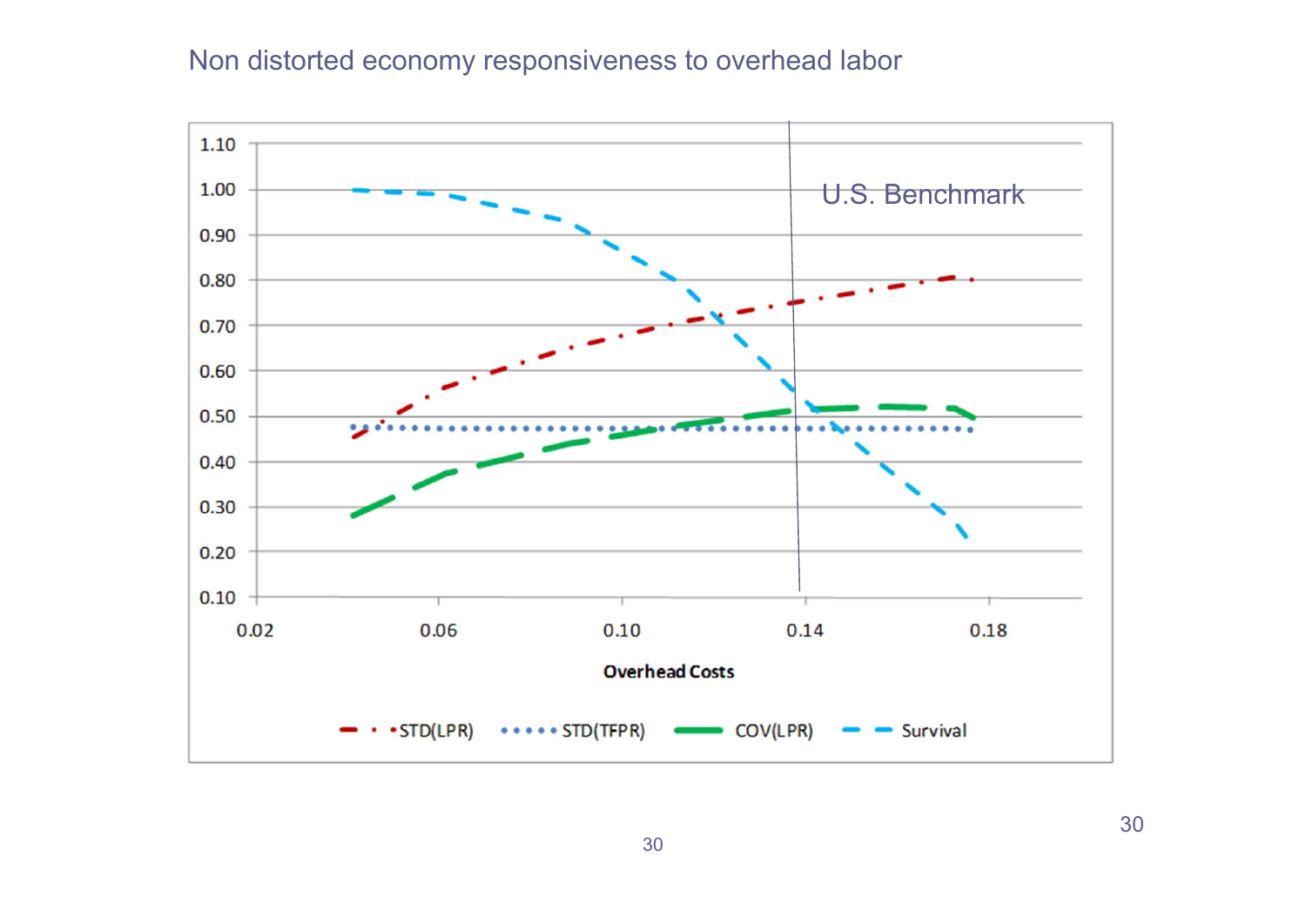# Non distorted economy responsiveness to overhead labor

U.S. Benchmark

Overhead Costs

STD(LPR) STD(TFPR) COV(LPR) Survival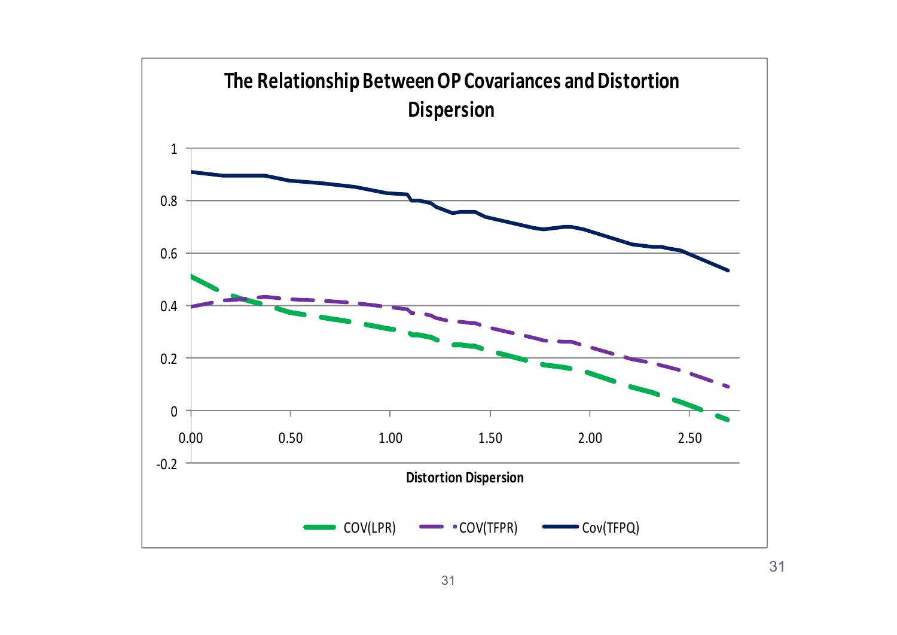# The Relationship Between OP Covariances and Distortion Dispersion

Distortion Dispersion

COV(LPR) COV(TFPR) Cov(TFPQ)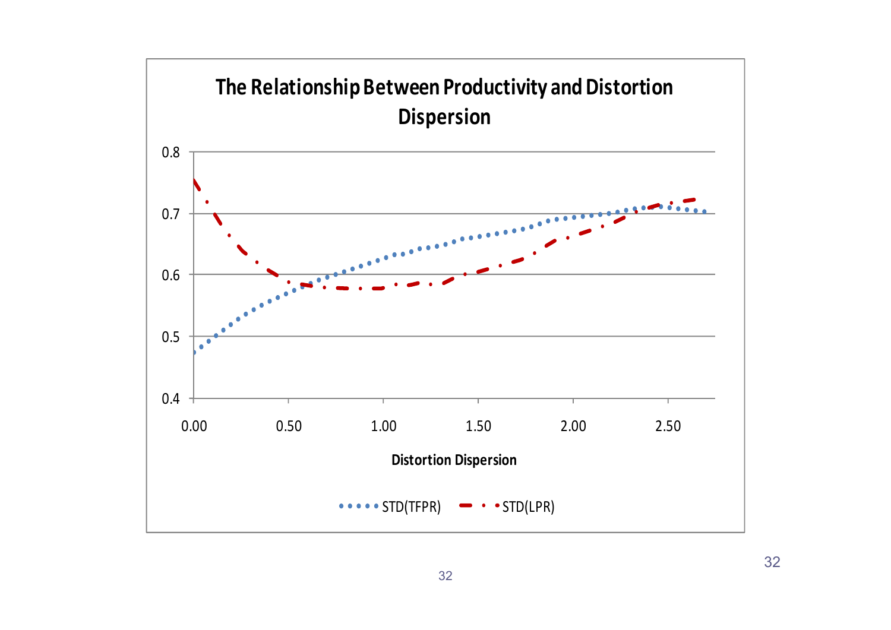## The Relationship Between Productivity and Distortion Dispersion

Distortion Dispersion

STD(TFPR) STD(LPR)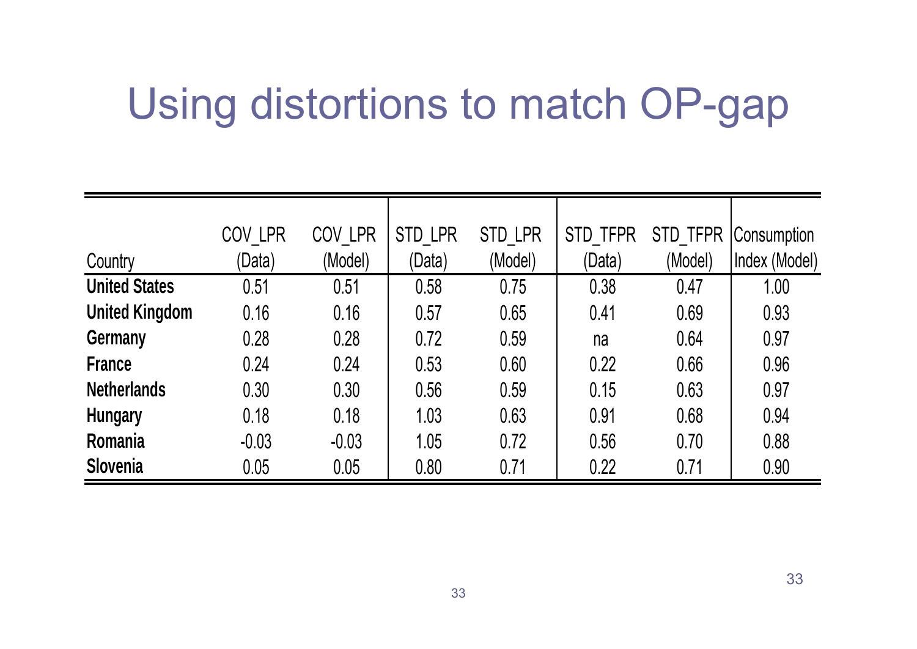# Using distortions to match OP-gap

| Country | COV_LPR (Data) | COV_LPR (Model) | STD_LPR (Data) | STD_LPR (Model) | STD_TFPR (Data) | STD_TFPR (Model) | Consumption Index (Model) |
|---|---|---|---|---|---|---|---|
| **United States** | 0.51 | 0.51 | 0.58 | 0.75 | 0.38 | 0.47 | 1.00 |
| **United Kingdom** | 0.16 | 0.16 | 0.57 | 0.65 | 0.41 | 0.69 | 0.93 |
| **Germany** | 0.28 | 0.28 | 0.72 | 0.59 | na | 0.64 | 0.97 |
| **France** | 0.24 | 0.24 | 0.53 | 0.60 | 0.22 | 0.66 | 0.96 |
| **Netherlands** | 0.30 | 0.30 | 0.56 | 0.59 | 0.15 | 0.63 | 0.97 |
| **Hungary** | 0.18 | 0.18 | 1.03 | 0.63 | 0.91 | 0.68 | 0.94 |
| **Romania** | -0.03 | -0.03 | 1.05 | 0.72 | 0.56 | 0.70 | 0.88 |
| **Slovenia** | 0.05 | 0.05 | 0.80 | 0.71 | 0.22 | 0.71 | 0.90 |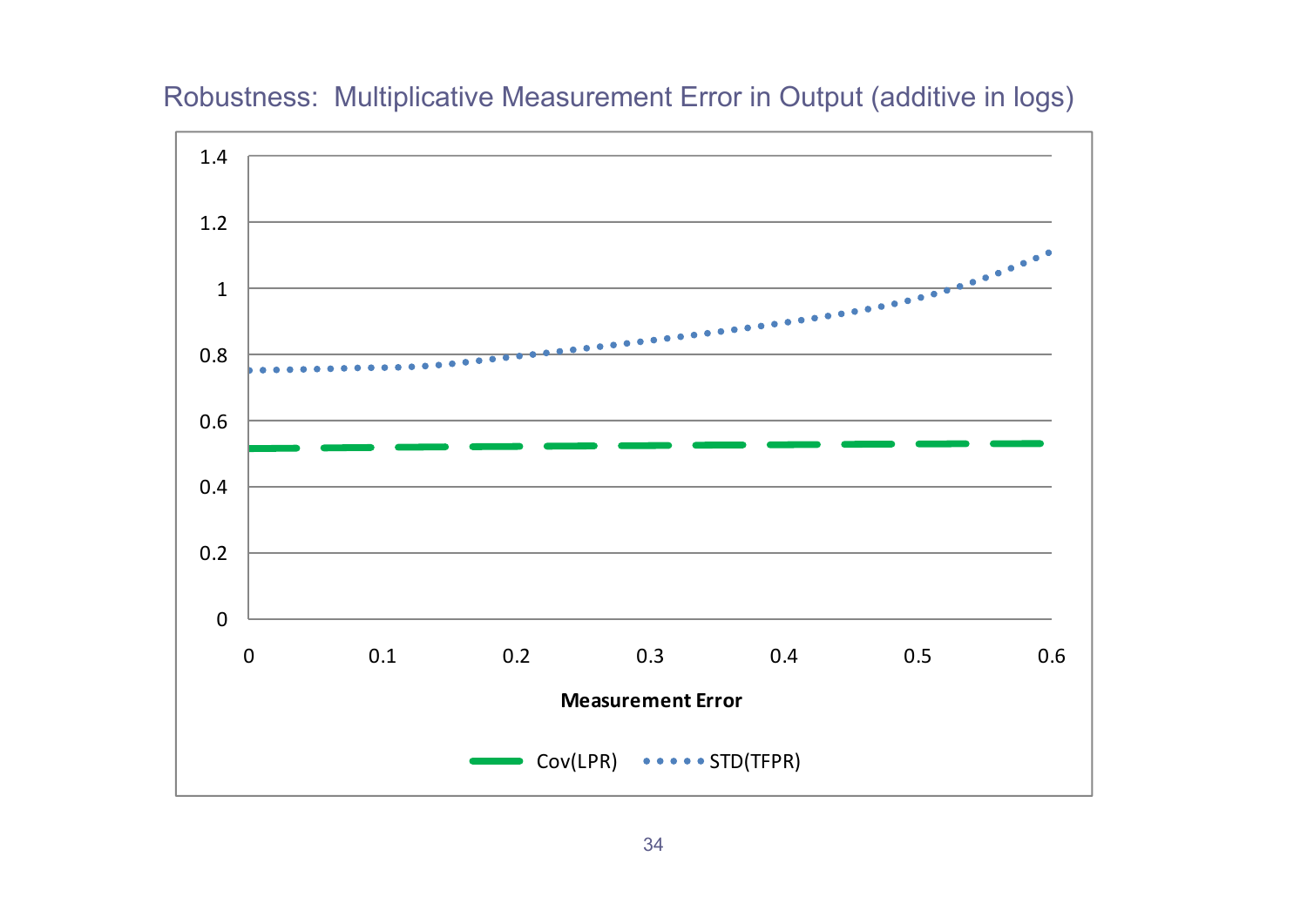## Robustness: Multiplicative Measurement Error in Output (additive in logs)

| Measurement Error | 0 | 0.1 | 0.2 | 0.3 | 0.4 | 0.5 | 0.6 |
|---|---|---|---|---|---|---|---|
| Cov(LPR) | | | | | | | |
| STD(TFPR) | | | | | | | |

Y-axis: 0, 0.2, 0.4, 0.6, 0.8, 1, 1.2, 1.4

Legend: Cov(LPR), STD(TFPR)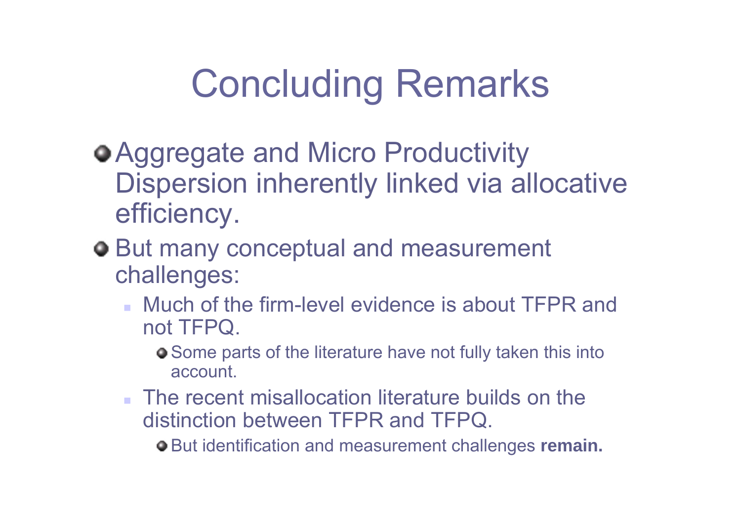# Concluding Remarks

- Aggregate and Micro Productivity Dispersion inherently linked via allocative efficiency.
- But many conceptual and measurement challenges:
  - Much of the firm-level evidence is about TFPR and not TFPQ.
    - Some parts of the literature have not fully taken this into account.
  - The recent misallocation literature builds on the distinction between TFPR and TFPQ.
    - But identification and measurement challenges **remain.**